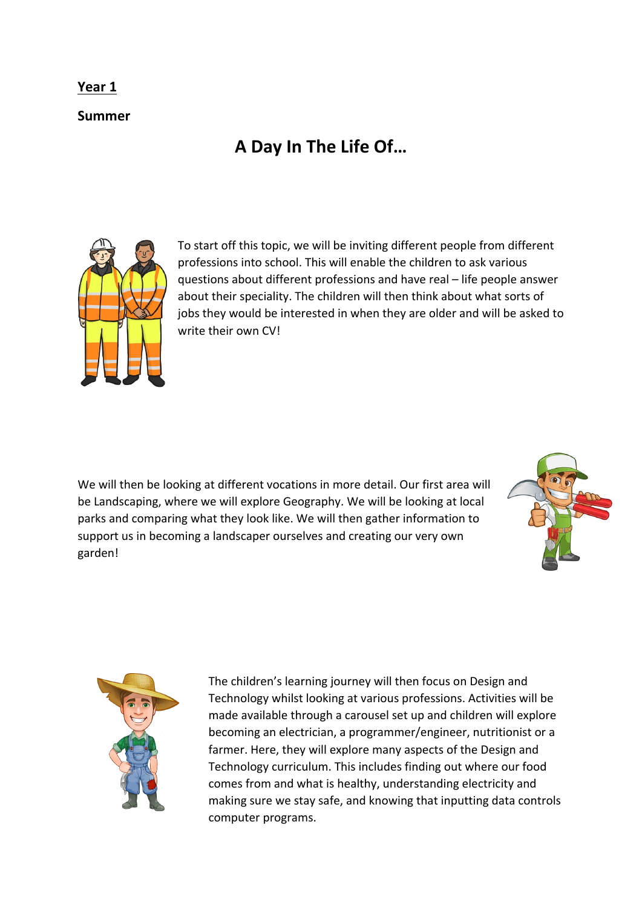**Year 1**

**Summer**

# A Day In The Life Of…

To start off this topic, we will be inviting different people from different professions into school. This will enable the children to ask various questions about different professions and have real – life people answer about their speciality. The children will then think about what sorts of jobs they would be interested in when they are older and will be asked to write their own CV!

We will then be looking at different vocations in more detail. Our first area will be Landscaping, where we will explore Geography. We will be looking at local parks and comparing what they look like. We will then gather information to support us in becoming a landscaper ourselves and creating our very own garden!

The children's learning journey will then focus on Design and Technology whilst looking at various professions. Activities will be made available through a carousel set up and children will explore becoming an electrician, a programmer/engineer, nutritionist or a farmer. Here, they will explore many aspects of the Design and Technology curriculum. This includes finding out where our food comes from and what is healthy, understanding electricity and making sure we stay safe, and knowing that inputting data controls computer programs.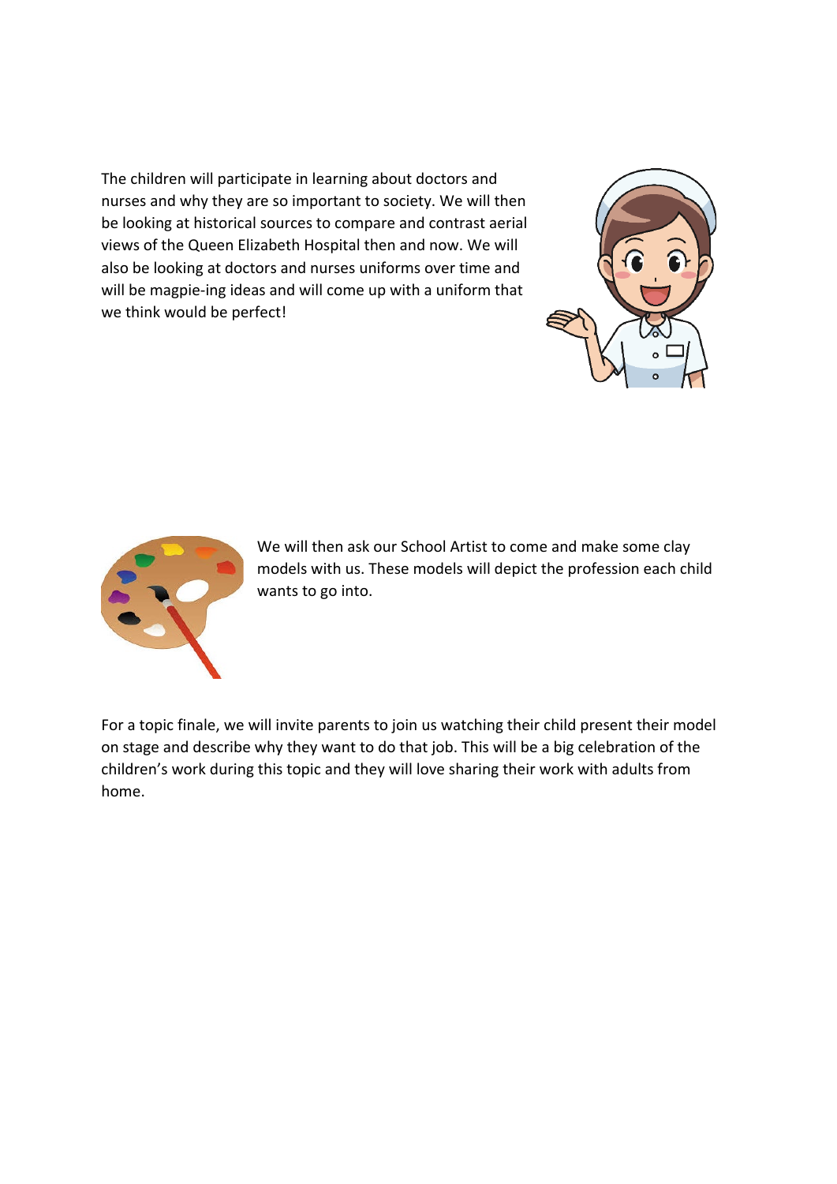The children will participate in learning about doctors and nurses and why they are so important to society. We will then be looking at historical sources to compare and contrast aerial views of the Queen Elizabeth Hospital then and now. We will also be looking at doctors and nurses uniforms over time and will be magpie-ing ideas and will come up with a uniform that we think would be perfect!

We will then ask our School Artist to come and make some clay models with us. These models will depict the profession each child wants to go into.

For a topic finale, we will invite parents to join us watching their child present their model on stage and describe why they want to do that job. This will be a big celebration of the children's work during this topic and they will love sharing their work with adults from home.